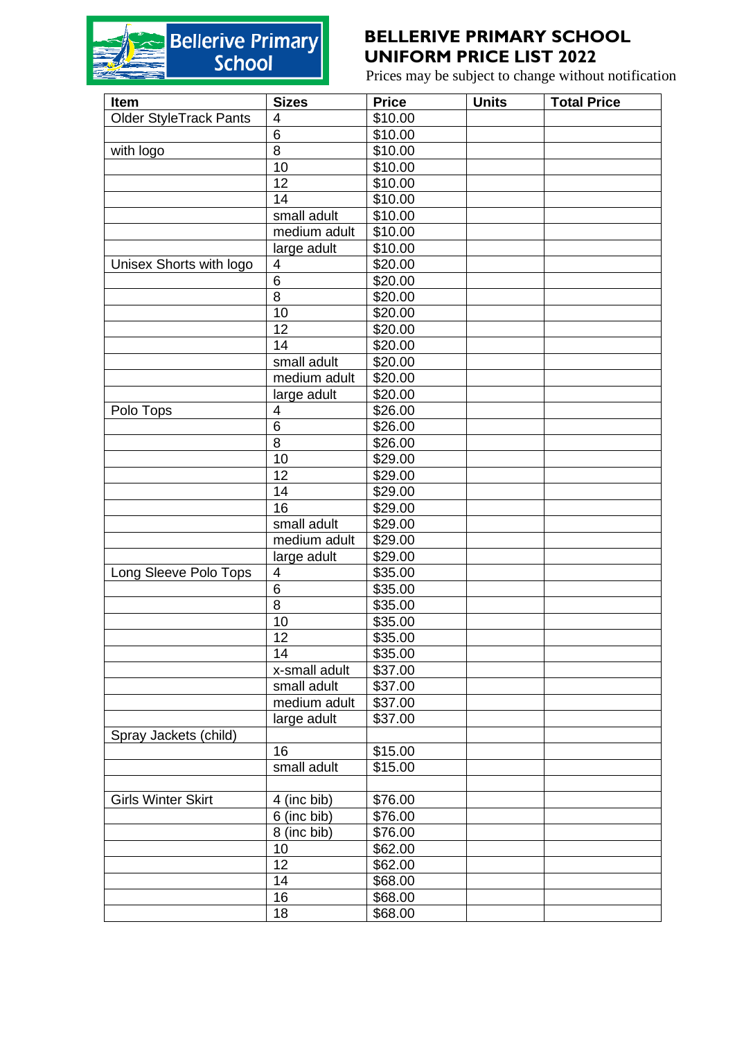Bellerive Primary School

# BELLERIVE PRIMARY SCHOOL
# UNIFORM PRICE LIST 2022

Prices may be subject to change without notification

| Item | Sizes | Price | Units | Total Price |
|---|---|---|---|---|
| Older StyleTrack Pants | 4 | $10.00 | | |
| | 6 | $10.00 | | |
| with logo | 8 | $10.00 | | |
| | 10 | $10.00 | | |
| | 12 | $10.00 | | |
| | 14 | $10.00 | | |
| | small adult | $10.00 | | |
| | medium adult | $10.00 | | |
| | large adult | $10.00 | | |
| Unisex Shorts with logo | 4 | $20.00 | | |
| | 6 | $20.00 | | |
| | 8 | $20.00 | | |
| | 10 | $20.00 | | |
| | 12 | $20.00 | | |
| | 14 | $20.00 | | |
| | small adult | $20.00 | | |
| | medium adult | $20.00 | | |
| | large adult | $20.00 | | |
| Polo Tops | 4 | $26.00 | | |
| | 6 | $26.00 | | |
| | 8 | $26.00 | | |
| | 10 | $29.00 | | |
| | 12 | $29.00 | | |
| | 14 | $29.00 | | |
| | 16 | $29.00 | | |
| | small adult | $29.00 | | |
| | medium adult | $29.00 | | |
| | large adult | $29.00 | | |
| Long Sleeve Polo Tops | 4 | $35.00 | | |
| | 6 | $35.00 | | |
| | 8 | $35.00 | | |
| | 10 | $35.00 | | |
| | 12 | $35.00 | | |
| | 14 | $35.00 | | |
| | x-small adult | $37.00 | | |
| | small adult | $37.00 | | |
| | medium adult | $37.00 | | |
| | large adult | $37.00 | | |
| Spray Jackets (child) | | | | |
| | 16 | $15.00 | | |
| | small adult | $15.00 | | |
| | | | | |
| Girls Winter Skirt | 4 (inc bib) | $76.00 | | |
| | 6 (inc bib) | $76.00 | | |
| | 8 (inc bib) | $76.00 | | |
| | 10 | $62.00 | | |
| | 12 | $62.00 | | |
| | 14 | $68.00 | | |
| | 16 | $68.00 | | |
| | 18 | $68.00 | | |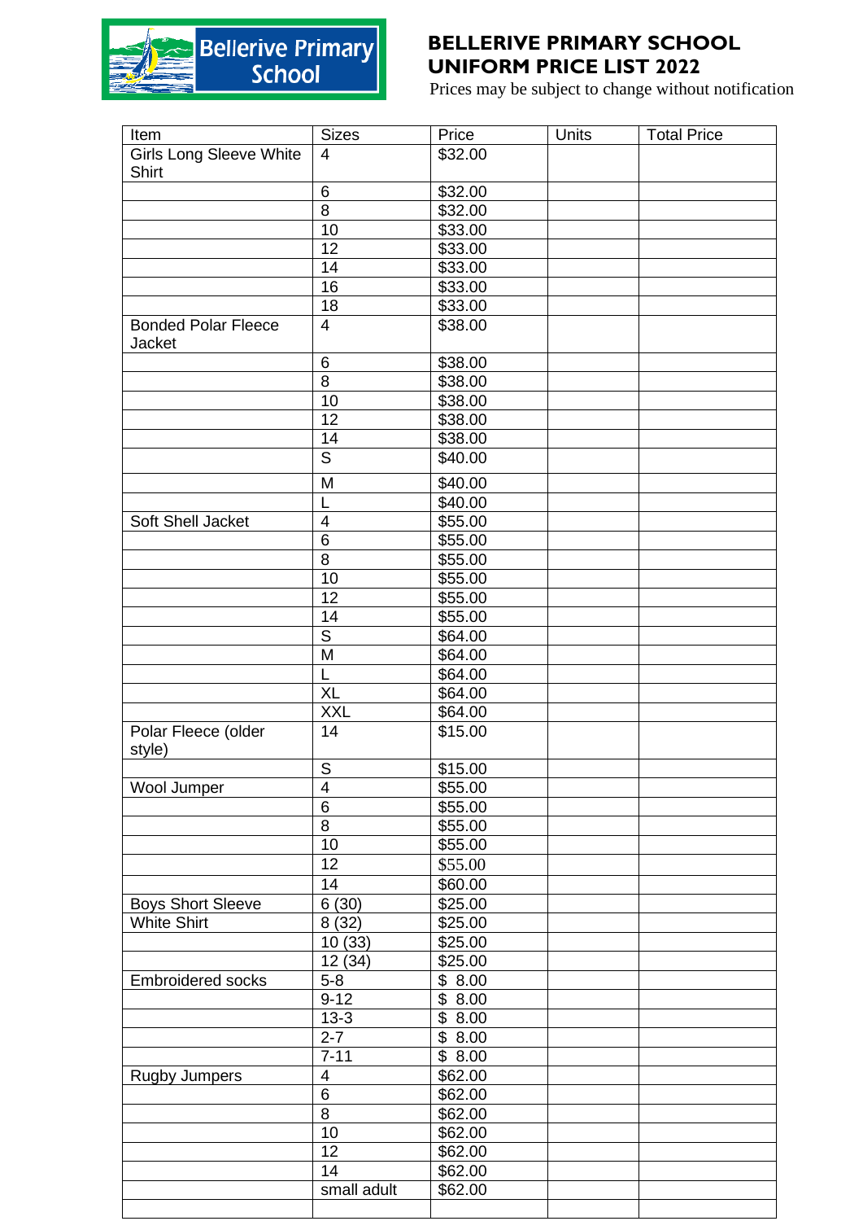# BELLERIVE PRIMARY SCHOOL UNIFORM PRICE LIST 2022

Prices may be subject to change without notification

| Item | Sizes | Price | Units | Total Price |
|---|---|---|---|---|
| Girls Long Sleeve White Shirt | 4 | $32.00 | | |
| | 6 | $32.00 | | |
| | 8 | $32.00 | | |
| | 10 | $33.00 | | |
| | 12 | $33.00 | | |
| | 14 | $33.00 | | |
| | 16 | $33.00 | | |
| | 18 | $33.00 | | |
| Bonded Polar Fleece Jacket | 4 | $38.00 | | |
| | 6 | $38.00 | | |
| | 8 | $38.00 | | |
| | 10 | $38.00 | | |
| | 12 | $38.00 | | |
| | 14 | $38.00 | | |
| | S | $40.00 | | |
| | M | $40.00 | | |
| | L | $40.00 | | |
| Soft Shell Jacket | 4 | $55.00 | | |
| | 6 | $55.00 | | |
| | 8 | $55.00 | | |
| | 10 | $55.00 | | |
| | 12 | $55.00 | | |
| | 14 | $55.00 | | |
| | S | $64.00 | | |
| | M | $64.00 | | |
| | L | $64.00 | | |
| | XL | $64.00 | | |
| | XXL | $64.00 | | |
| Polar Fleece (older style) | 14 | $15.00 | | |
| | S | $15.00 | | |
| Wool Jumper | 4 | $55.00 | | |
| | 6 | $55.00 | | |
| | 8 | $55.00 | | |
| | 10 | $55.00 | | |
| | 12 | $55.00 | | |
| | 14 | $60.00 | | |
| Boys Short Sleeve White Shirt | 6 (30) | $25.00 | | |
| | 8 (32) | $25.00 | | |
| | 10 (33) | $25.00 | | |
| | 12 (34) | $25.00 | | |
| Embroidered socks | 5-8 | $ 8.00 | | |
| | 9-12 | $ 8.00 | | |
| | 13-3 | $ 8.00 | | |
| | 2-7 | $ 8.00 | | |
| | 7-11 | $ 8.00 | | |
| Rugby Jumpers | 4 | $62.00 | | |
| | 6 | $62.00 | | |
| | 8 | $62.00 | | |
| | 10 | $62.00 | | |
| | 12 | $62.00 | | |
| | 14 | $62.00 | | |
| | small adult | $62.00 | | |
| | | | | |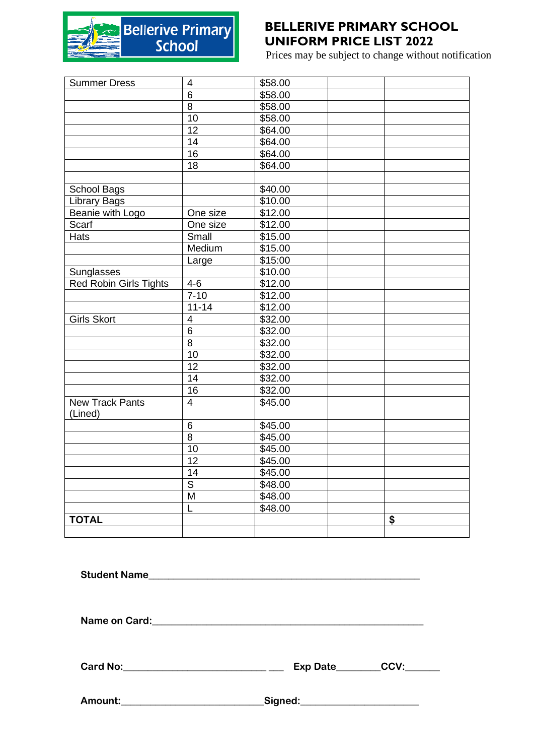Bellerive Primary School

# BELLERIVE PRIMARY SCHOOL
# UNIFORM PRICE LIST 2022

Prices may be subject to change without notification

| | | | | |
|---|---|---|---|---|
| Summer Dress | 4 | $58.00 | | |
| | 6 | $58.00 | | |
| | 8 | $58.00 | | |
| | 10 | $58.00 | | |
| | 12 | $64.00 | | |
| | 14 | $64.00 | | |
| | 16 | $64.00 | | |
| | 18 | $64.00 | | |
| | | | | |
| School Bags | | $40.00 | | |
| Library Bags | | $10.00 | | |
| Beanie with Logo | One size | $12.00 | | |
| Scarf | One size | $12.00 | | |
| Hats | Small | $15.00 | | |
| | Medium | $15.00 | | |
| | Large | $15:00 | | |
| Sunglasses | | $10.00 | | |
| Red Robin Girls Tights | 4-6 | $12.00 | | |
| | 7-10 | $12.00 | | |
| | 11-14 | $12.00 | | |
| Girls Skort | 4 | $32.00 | | |
| | 6 | $32.00 | | |
| | 8 | $32.00 | | |
| | 10 | $32.00 | | |
| | 12 | $32.00 | | |
| | 14 | $32.00 | | |
| | 16 | $32.00 | | |
| New Track Pants (Lined) | 4 | $45.00 | | |
| | 6 | $45.00 | | |
| | 8 | $45.00 | | |
| | 10 | $45.00 | | |
| | 12 | $45.00 | | |
| | 14 | $45.00 | | |
| | S | $48.00 | | |
| | M | $48.00 | | |
| | L | $48.00 | | |
| **TOTAL** | | | | **$** |
| | | | | |

**Student Name**\_\_\_\_\_\_\_\_\_\_\_\_\_\_\_\_\_\_\_\_\_\_\_\_\_\_\_\_\_\_\_\_\_\_\_\_\_\_\_\_\_\_\_\_\_\_\_\_

**Name on Card:**\_\_\_\_\_\_\_\_\_\_\_\_\_\_\_\_\_\_\_\_\_\_\_\_\_\_\_\_\_\_\_\_\_\_\_\_\_\_\_\_\_\_\_\_\_\_\_\_

**Card No:**\_\_\_\_\_\_\_\_\_\_\_\_\_\_\_\_\_\_\_\_\_\_\_\_\_\_\_\_ \_\_\_ **Exp Date**\_\_\_\_\_\_\_\_**CCV:**\_\_\_\_\_\_\_

**Amount:**\_\_\_\_\_\_\_\_\_\_\_\_\_\_\_\_\_\_\_\_\_\_\_\_\_\_\_\_**Signed:**\_\_\_\_\_\_\_\_\_\_\_\_\_\_\_\_\_\_\_\_\_\_\_\_